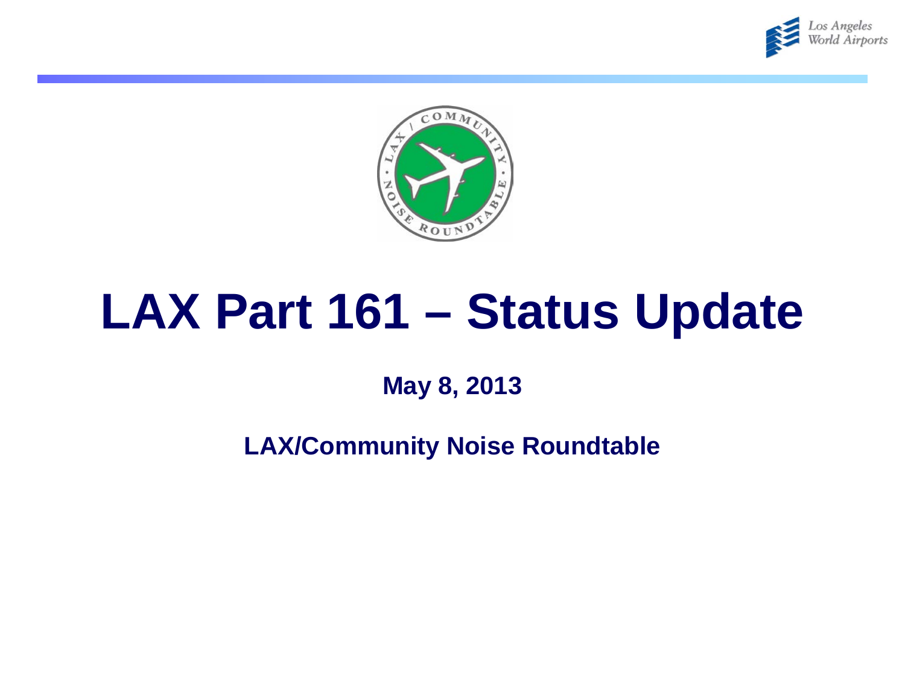# LAX Part 161 – Status Update

**May 8, 2013**

**LAX/Community Noise Roundtable**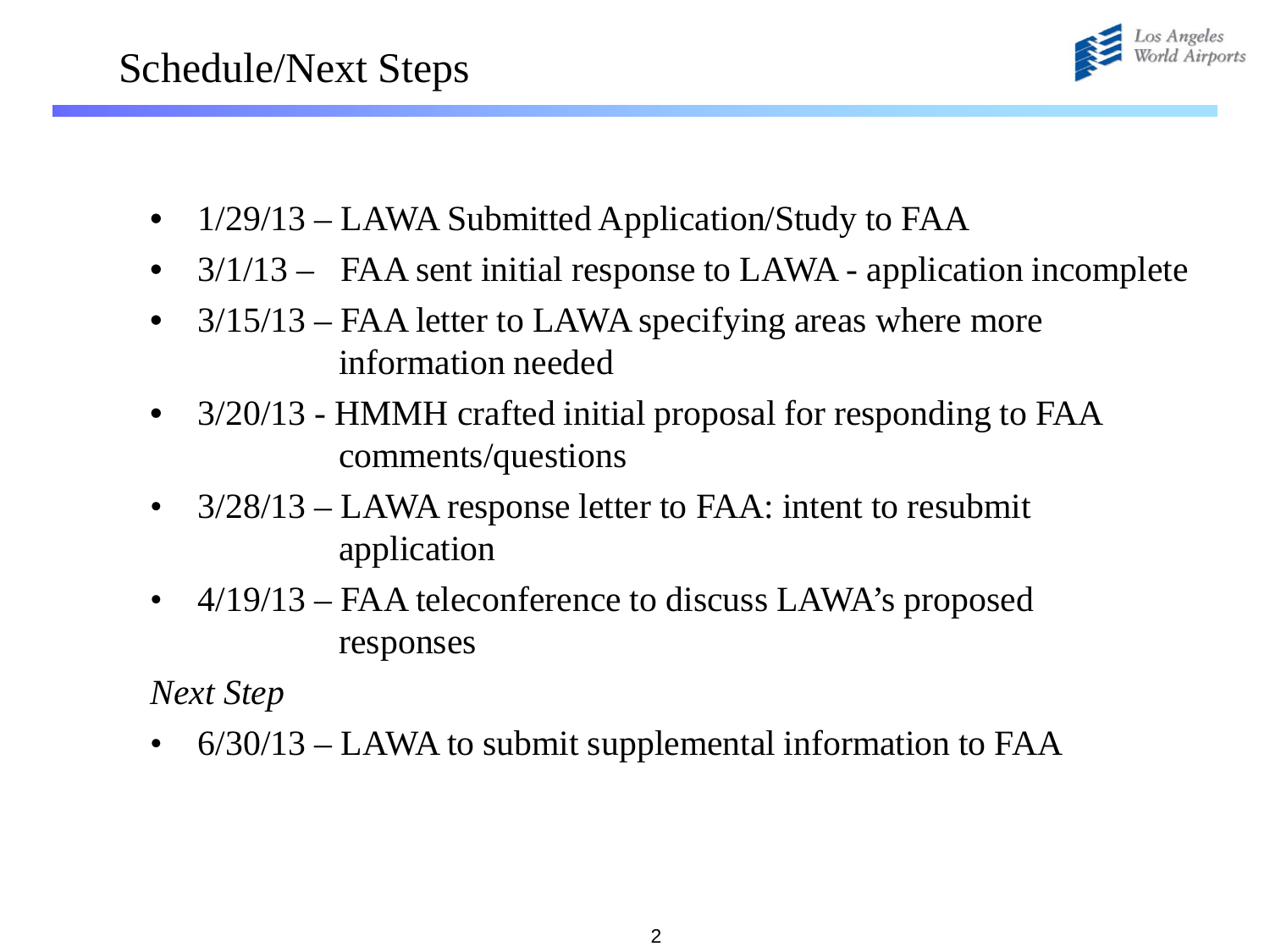# Schedule/Next Steps

- 1/29/13 – LAWA Submitted Application/Study to FAA
- 3/1/13 – FAA sent initial response to LAWA - application incomplete
- 3/15/13 – FAA letter to LAWA specifying areas where more information needed
- 3/20/13 - HMMH crafted initial proposal for responding to FAA comments/questions
- 3/28/13 – LAWA response letter to FAA: intent to resubmit application
- 4/19/13 – FAA teleconference to discuss LAWA's proposed responses

*Next Step*

- 6/30/13 – LAWA to submit supplemental information to FAA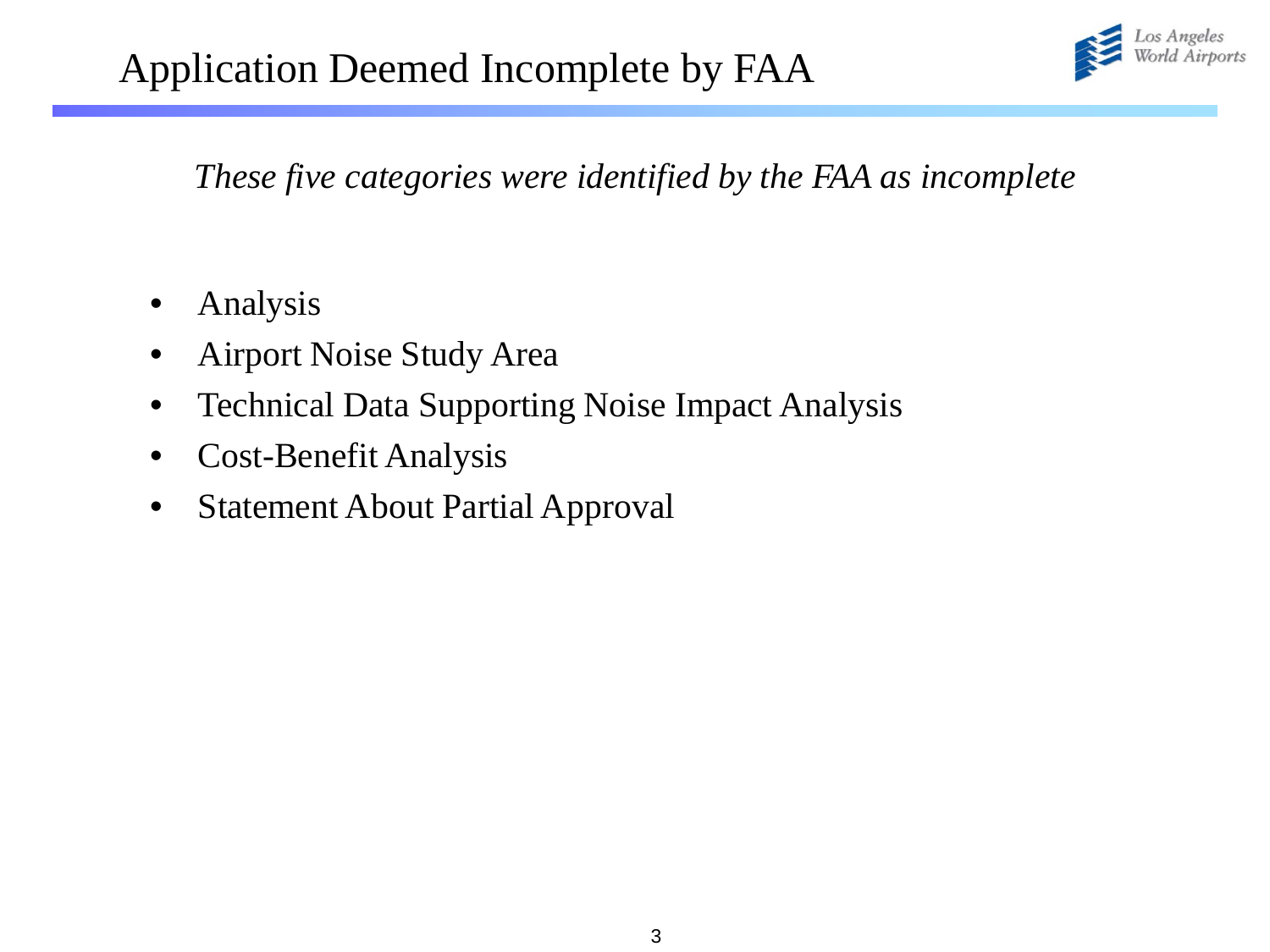# Application Deemed Incomplete by FAA

*These five categories were identified by the FAA as incomplete*

- Analysis
- Airport Noise Study Area
- Technical Data Supporting Noise Impact Analysis
- Cost-Benefit Analysis
- Statement About Partial Approval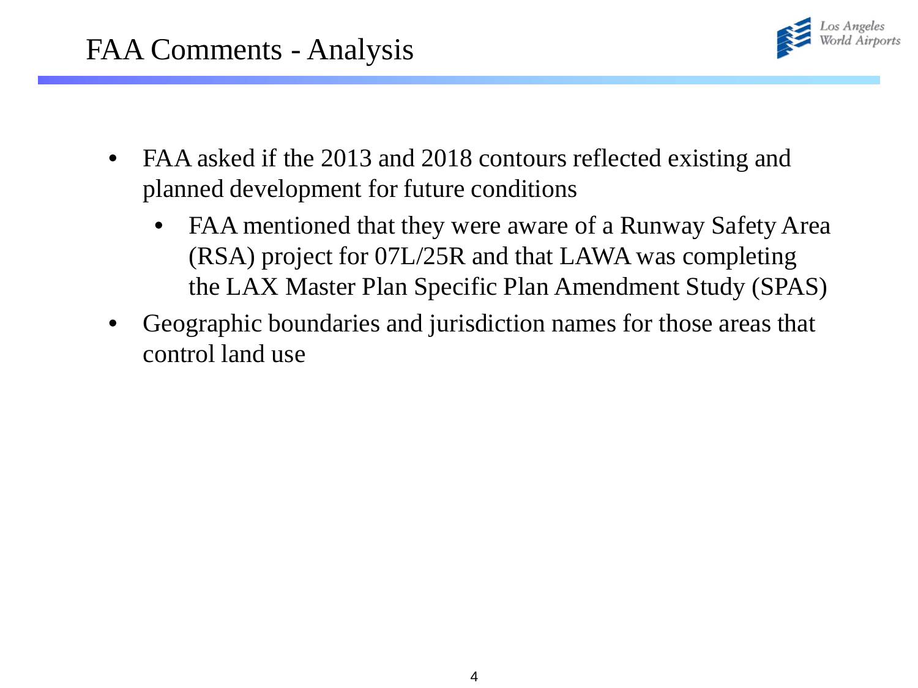# FAA Comments - Analysis

- FAA asked if the 2013 and 2018 contours reflected existing and planned development for future conditions
  - FAA mentioned that they were aware of a Runway Safety Area (RSA) project for 07L/25R and that LAWA was completing the LAX Master Plan Specific Plan Amendment Study (SPAS)
- Geographic boundaries and jurisdiction names for those areas that control land use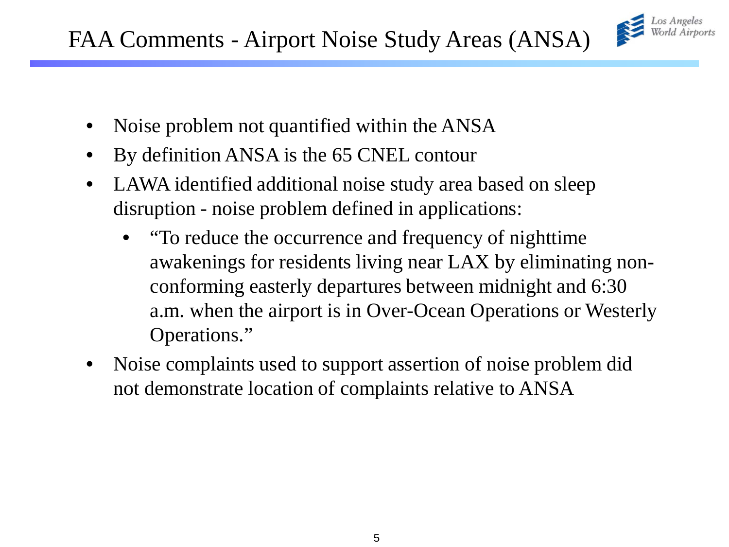# FAA Comments - Airport Noise Study Areas (ANSA)

- Noise problem not quantified within the ANSA
- By definition ANSA is the 65 CNEL contour
- LAWA identified additional noise study area based on sleep disruption - noise problem defined in applications:
  - "To reduce the occurrence and frequency of nighttime awakenings for residents living near LAX by eliminating non-conforming easterly departures between midnight and 6:30 a.m. when the airport is in Over-Ocean Operations or Westerly Operations."
- Noise complaints used to support assertion of noise problem did not demonstrate location of complaints relative to ANSA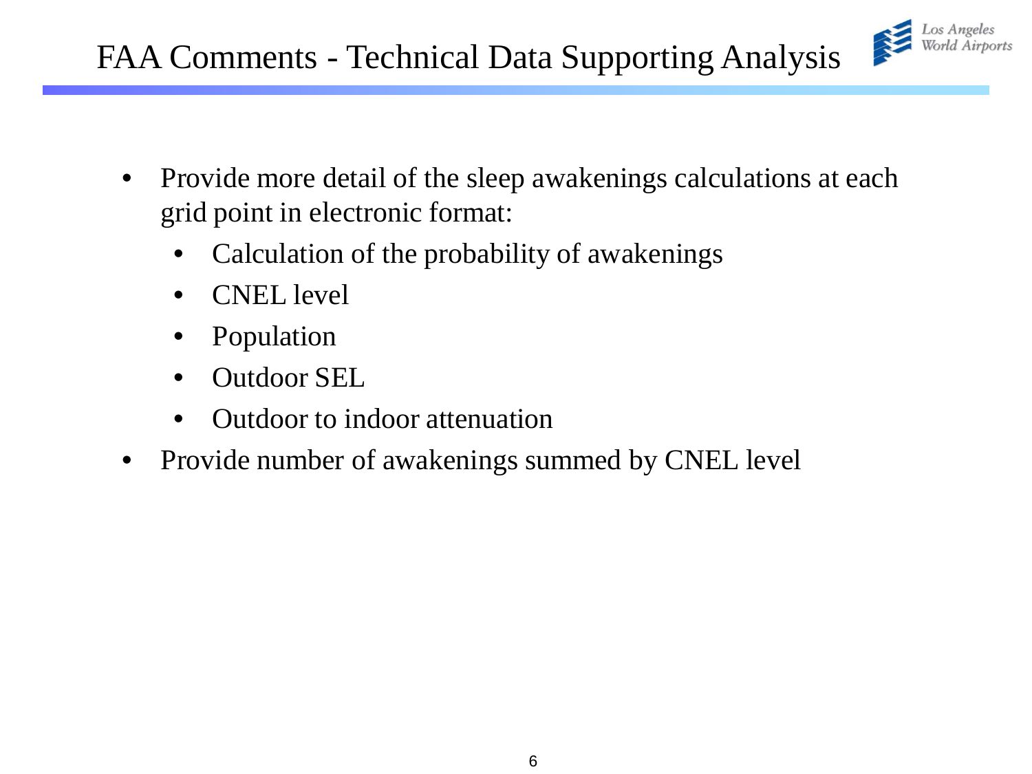# FAA Comments - Technical Data Supporting Analysis

- Provide more detail of the sleep awakenings calculations at each grid point in electronic format:
  - Calculation of the probability of awakenings
  - CNEL level
  - Population
  - Outdoor SEL
  - Outdoor to indoor attenuation
- Provide number of awakenings summed by CNEL level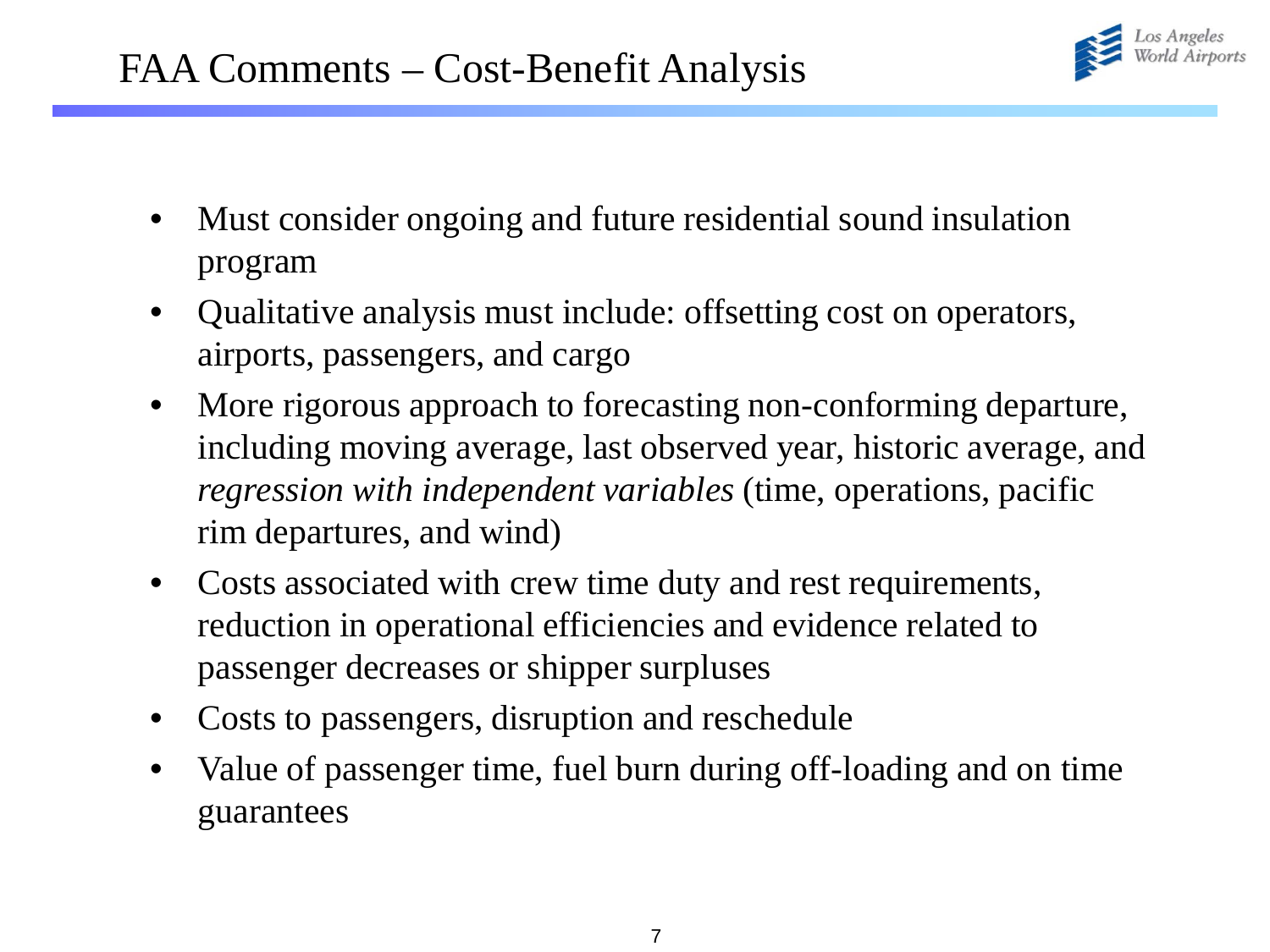# FAA Comments – Cost-Benefit Analysis

- Must consider ongoing and future residential sound insulation program
- Qualitative analysis must include: offsetting cost on operators, airports, passengers, and cargo
- More rigorous approach to forecasting non-conforming departure, including moving average, last observed year, historic average, and *regression with independent variables* (time, operations, pacific rim departures, and wind)
- Costs associated with crew time duty and rest requirements, reduction in operational efficiencies and evidence related to passenger decreases or shipper surpluses
- Costs to passengers, disruption and reschedule
- Value of passenger time, fuel burn during off-loading and on time guarantees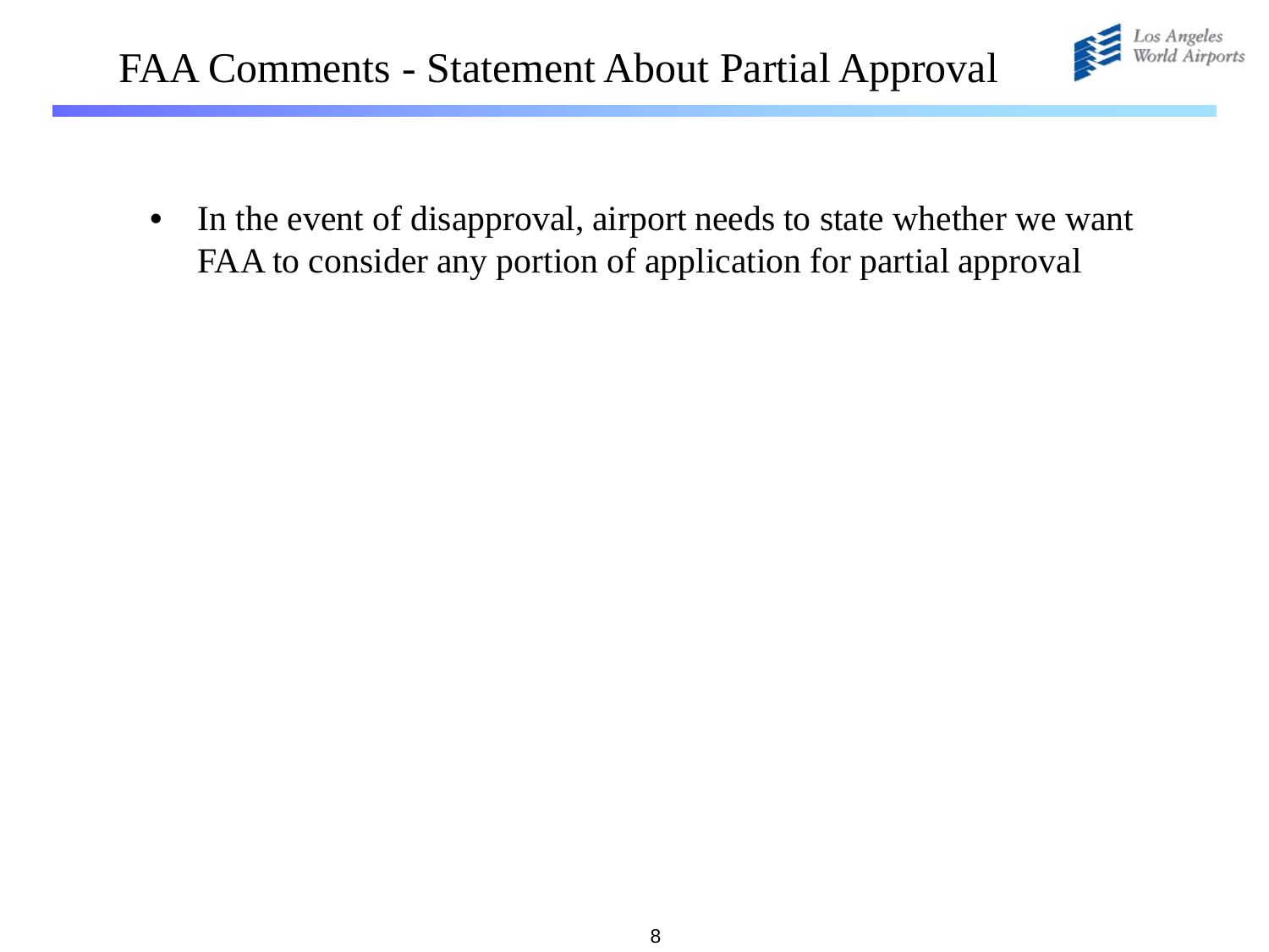# FAA Comments - Statement About Partial Approval

- In the event of disapproval, airport needs to state whether we want FAA to consider any portion of application for partial approval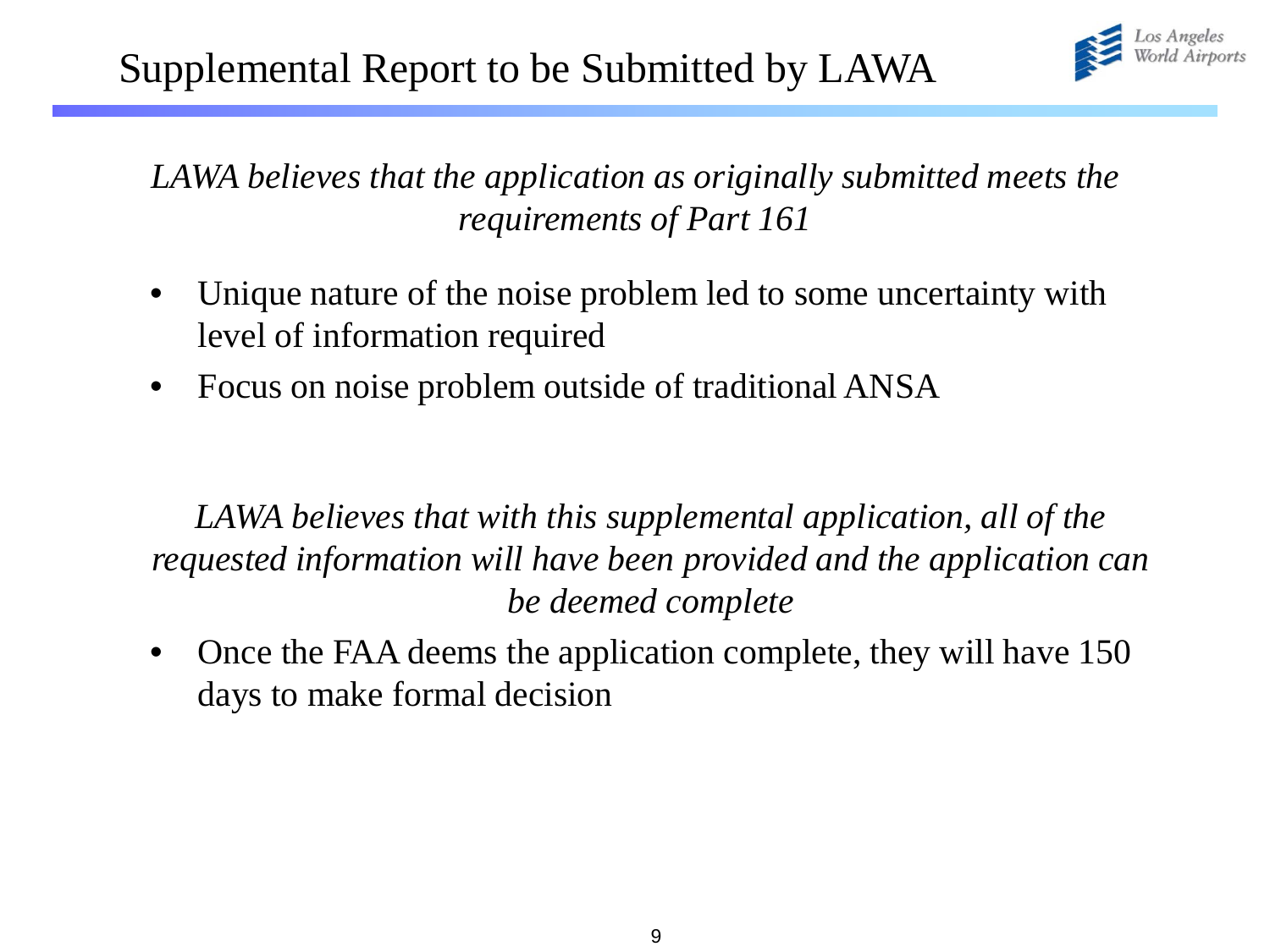# Supplemental Report to be Submitted by LAWA

*LAWA believes that the application as originally submitted meets the requirements of Part 161*

- Unique nature of the noise problem led to some uncertainty with level of information required
- Focus on noise problem outside of traditional ANSA

*LAWA believes that with this supplemental application, all of the requested information will have been provided and the application can be deemed complete*

- Once the FAA deems the application complete, they will have 150 days to make formal decision